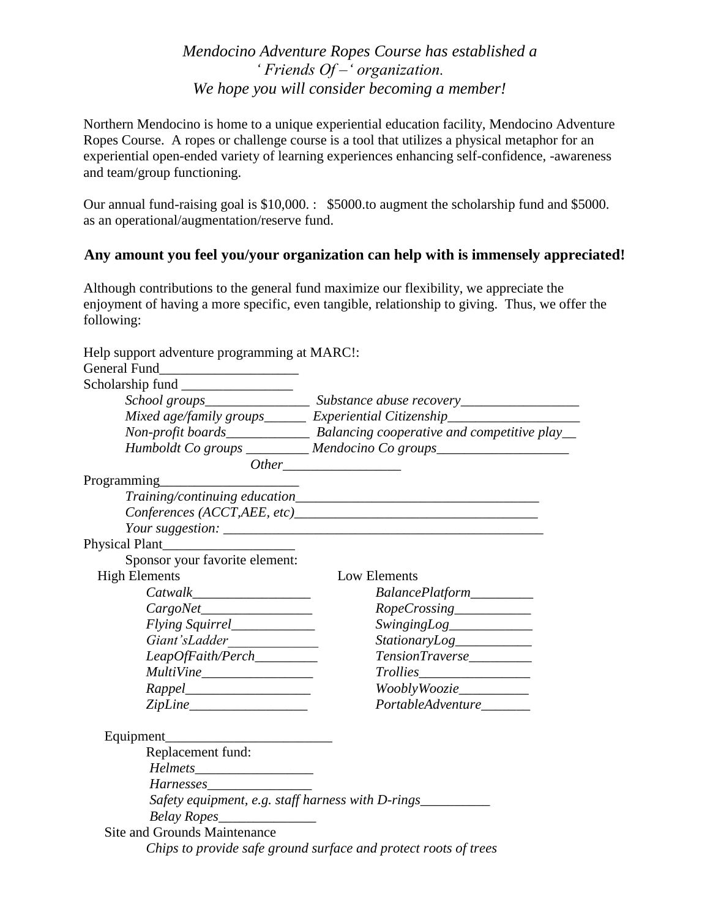*Mendocino Adventure Ropes Course has established a*
*' Friends Of –' organization.*
*We hope you will consider becoming a member!*

Northern Mendocino is home to a unique experiential education facility, Mendocino Adventure Ropes Course. A ropes or challenge course is a tool that utilizes a physical metaphor for an experiential open-ended variety of learning experiences enhancing self-confidence, -awareness and team/group functioning.

Our annual fund-raising goal is $10,000. : $5000.to augment the scholarship fund and $5000. as an operational/augmentation/reserve fund.

**Any amount you feel you/your organization can help with is immensely appreciated!**

Although contributions to the general fund maximize our flexibility, we appreciate the enjoyment of having a more specific, even tangible, relationship to giving. Thus, we offer the following:

Help support adventure programming at MARC!:

General Fund____________________

Scholarship fund ________________

- *School groups_______________* *Substance abuse recovery_________________*
- *Mixed age/family groups______* *Experiential Citizenship___________________*
- *Non-profit boards____________* *Balancing cooperative and competitive play__*
- *Humboldt Co groups _________* *Mendocino Co groups___________________*
- *Other_________________*

Programming____________________

- *Training/continuing education___________________________________*
- *Conferences (ACCT,AEE, etc)___________________________________*
- *Your suggestion: ______________________________________________*

Physical Plant___________________

Sponsor your favorite element:

| High Elements | Low Elements |
|---|---|
| *Catwalk_________________* | *BalancePlatform_________* |
| *CargoNet________________* | *RopeCrossing___________* |
| *Flying Squirrel____________* | *SwingingLog____________* |
| *Giant'sLadder_____________* | *StationaryLog___________* |
| *LeapOfFaith/Perch_________* | *TensionTraverse_________* |
| *MultiVine________________* | *Trollies________________* |
| *Rappel__________________* | *WooblyWoozie__________* |
| *ZipLine_________________* | *PortableAdventure_______* |

Equipment________________________

Replacement fund:

- *Helmets_________________*
- *Harnesses_______________*
- *Safety equipment, e.g. staff harness with D-rings__________*
- *Belay Ropes______________*

Site and Grounds Maintenance

*Chips to provide safe ground surface and protect roots of trees*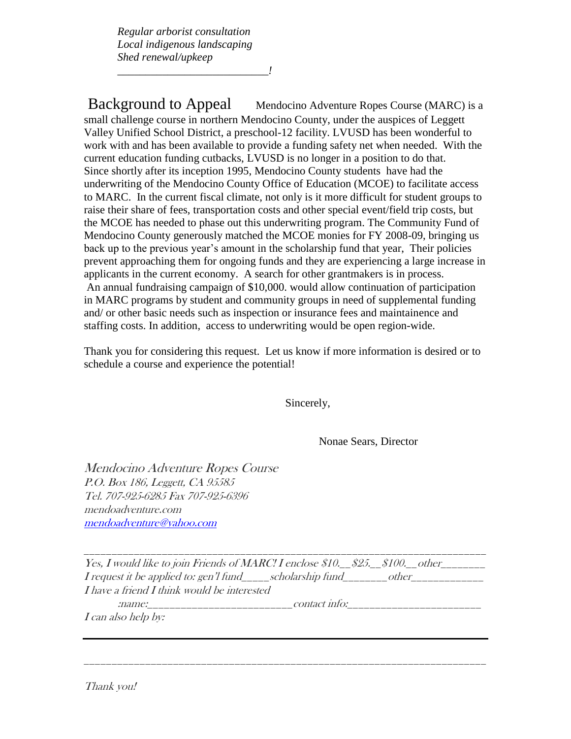*Regular arborist consultation*
*Local indigenous landscaping*
*Shed renewal/upkeep*
*___________________________!*

## Background to Appeal

Mendocino Adventure Ropes Course (MARC) is a small challenge course in northern Mendocino County, under the auspices of Leggett Valley Unified School District, a preschool-12 facility. LVUSD has been wonderful to work with and has been available to provide a funding safety net when needed. With the current education funding cutbacks, LVUSD is no longer in a position to do that. Since shortly after its inception 1995, Mendocino County students have had the underwriting of the Mendocino County Office of Education (MCOE) to facilitate access to MARC. In the current fiscal climate, not only is it more difficult for student groups to raise their share of fees, transportation costs and other special event/field trip costs, but the MCOE has needed to phase out this underwriting program. The Community Fund of Mendocino County generously matched the MCOE monies for FY 2008-09, bringing us back up to the previous year's amount in the scholarship fund that year, Their policies prevent approaching them for ongoing funds and they are experiencing a large increase in applicants in the current economy. A search for other grantmakers is in process. An annual fundraising campaign of $10,000. would allow continuation of participation in MARC programs by student and community groups in need of supplemental funding and/ or other basic needs such as inspection or insurance fees and maintainence and staffing costs. In addition, access to underwriting would be open region-wide.

Thank you for considering this request. Let us know if more information is desired or to schedule a course and experience the potential!

Sincerely,

Nonae Sears, Director

*Mendocino Adventure Ropes Course*
*P.O. Box 186, Leggett, CA 95585*
*Tel. 707-925-6285 Fax 707-925-6396*
*mendoadventure.com*
*mendoadventure@yahoo.com*

---

*Yes, I would like to join Friends of MARC! I enclose $10.__$25.__$100.__other_______*
*I request it be applied to: gen'l fund_____scholarship fund________other____________*
*I have a friend I think would be interested*
*:name:___________________________contact info:________________________*
*I can also help by:*

---

*Thank you!*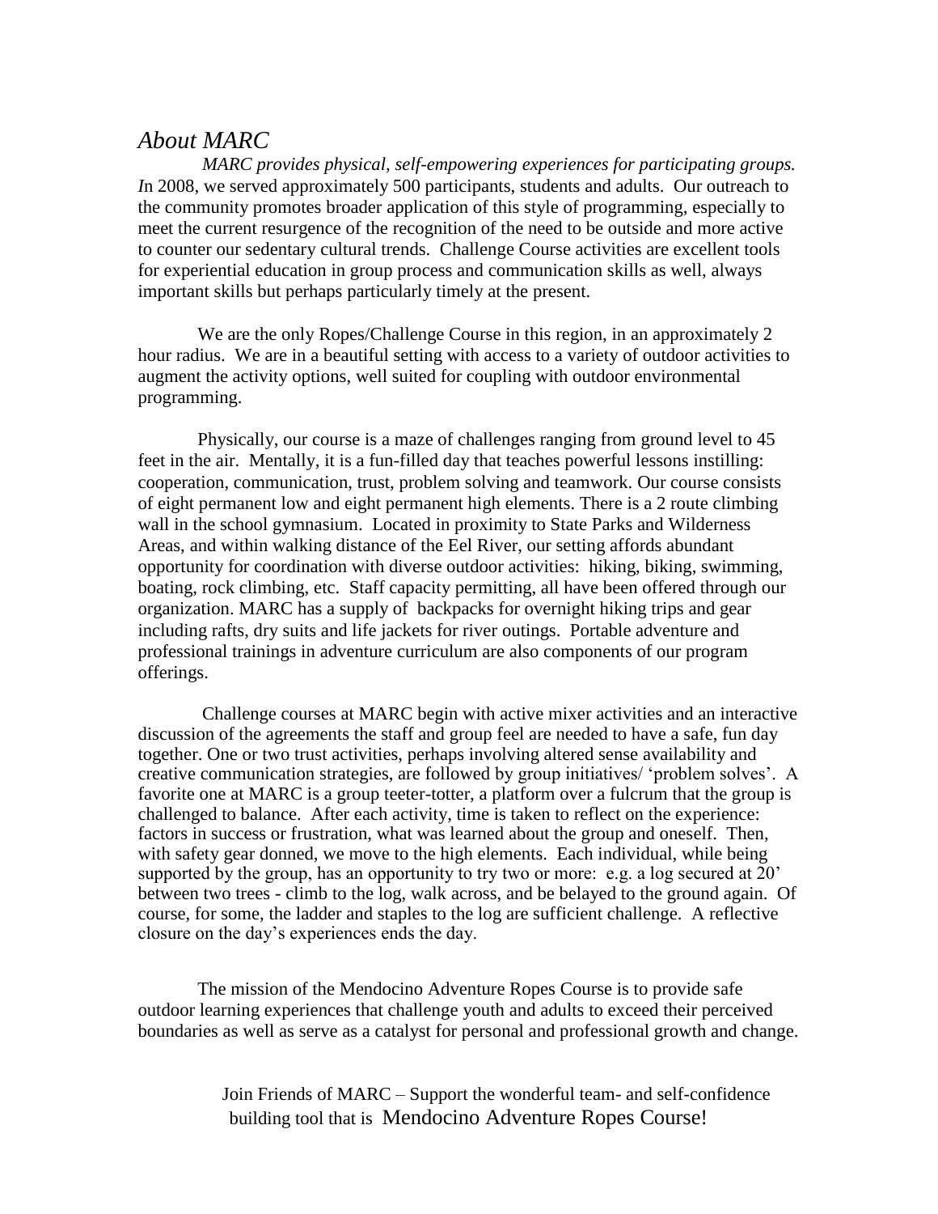## *About MARC*

*MARC provides physical, self-empowering experiences for participating groups. I*n 2008, we served approximately 500 participants, students and adults. Our outreach to the community promotes broader application of this style of programming, especially to meet the current resurgence of the recognition of the need to be outside and more active to counter our sedentary cultural trends. Challenge Course activities are excellent tools for experiential education in group process and communication skills as well, always important skills but perhaps particularly timely at the present.

We are the only Ropes/Challenge Course in this region, in an approximately 2 hour radius. We are in a beautiful setting with access to a variety of outdoor activities to augment the activity options, well suited for coupling with outdoor environmental programming.

Physically, our course is a maze of challenges ranging from ground level to 45 feet in the air. Mentally, it is a fun-filled day that teaches powerful lessons instilling: cooperation, communication, trust, problem solving and teamwork. Our course consists of eight permanent low and eight permanent high elements. There is a 2 route climbing wall in the school gymnasium. Located in proximity to State Parks and Wilderness Areas, and within walking distance of the Eel River, our setting affords abundant opportunity for coordination with diverse outdoor activities: hiking, biking, swimming, boating, rock climbing, etc. Staff capacity permitting, all have been offered through our organization. MARC has a supply of backpacks for overnight hiking trips and gear including rafts, dry suits and life jackets for river outings. Portable adventure and professional trainings in adventure curriculum are also components of our program offerings.

Challenge courses at MARC begin with active mixer activities and an interactive discussion of the agreements the staff and group feel are needed to have a safe, fun day together. One or two trust activities, perhaps involving altered sense availability and creative communication strategies, are followed by group initiatives/ 'problem solves'. A favorite one at MARC is a group teeter-totter, a platform over a fulcrum that the group is challenged to balance. After each activity, time is taken to reflect on the experience: factors in success or frustration, what was learned about the group and oneself. Then, with safety gear donned, we move to the high elements. Each individual, while being supported by the group, has an opportunity to try two or more: e.g. a log secured at 20' between two trees - climb to the log, walk across, and be belayed to the ground again. Of course, for some, the ladder and staples to the log are sufficient challenge. A reflective closure on the day's experiences ends the day.

The mission of the Mendocino Adventure Ropes Course is to provide safe outdoor learning experiences that challenge youth and adults to exceed their perceived boundaries as well as serve as a catalyst for personal and professional growth and change.

Join Friends of MARC – Support the wonderful team- and self-confidence building tool that is Mendocino Adventure Ropes Course!